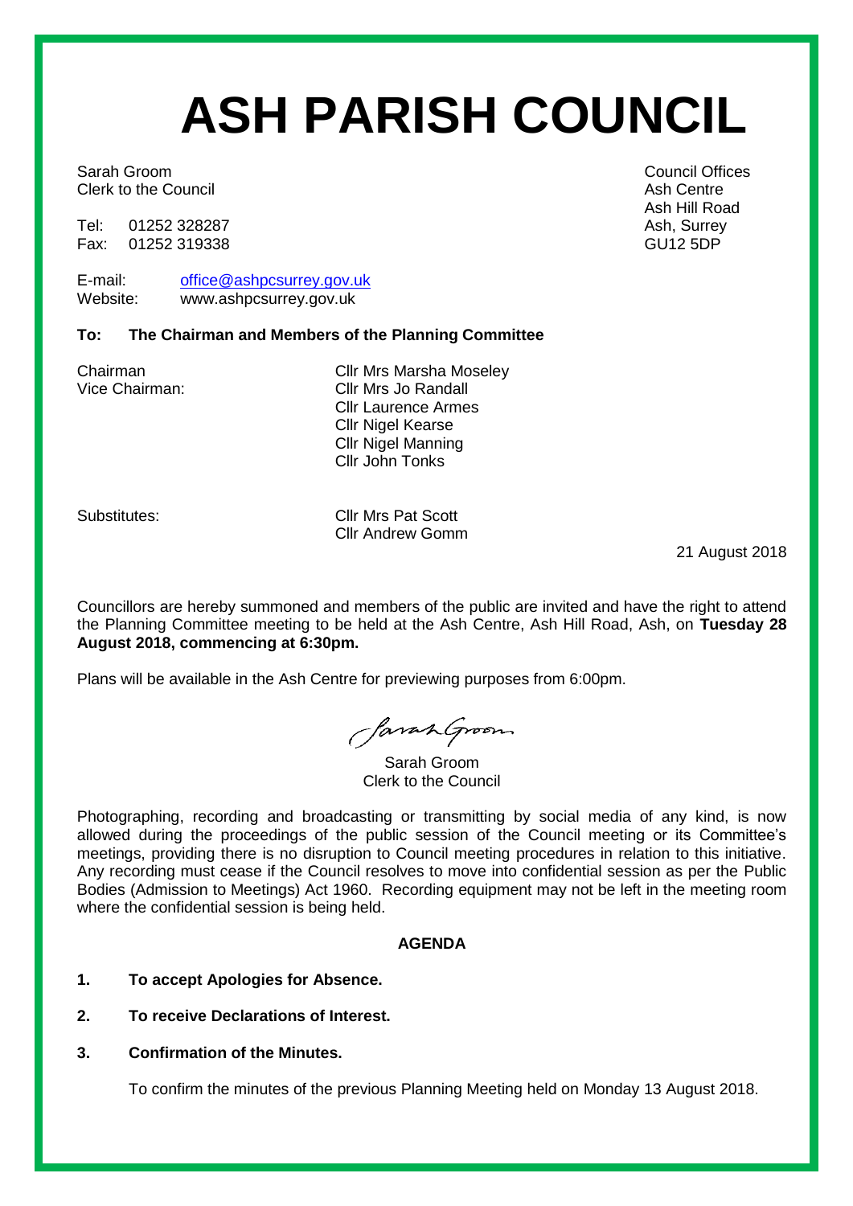# ASH PARISH COUNCIL

Sarah Groom
Clerk to the Council

Tel: 01252 328287
Fax: 01252 319338

E-mail: office@ashpcsurrey.gov.uk
Website: www.ashpcsurrey.gov.uk

Council Offices
Ash Centre
Ash Hill Road
Ash, Surrey
GU12 5DP

**To: The Chairman and Members of the Planning Committee**

Chairman: Cllr Mrs Marsha Moseley
Vice Chairman: Cllr Mrs Jo Randall
Cllr Laurence Armes
Cllr Nigel Kearse
Cllr Nigel Manning
Cllr John Tonks

Substitutes: Cllr Mrs Pat Scott
Cllr Andrew Gomm

21 August 2018

Councillors are hereby summoned and members of the public are invited and have the right to attend the Planning Committee meeting to be held at the Ash Centre, Ash Hill Road, Ash, on **Tuesday 28 August 2018, commencing at 6:30pm.**

Plans will be available in the Ash Centre for previewing purposes from 6:00pm.

Sarah Groom
Clerk to the Council

Photographing, recording and broadcasting or transmitting by social media of any kind, is now allowed during the proceedings of the public session of the Council meeting or its Committee's meetings, providing there is no disruption to Council meeting procedures in relation to this initiative. Any recording must cease if the Council resolves to move into confidential session as per the Public Bodies (Admission to Meetings) Act 1960. Recording equipment may not be left in the meeting room where the confidential session is being held.

**AGENDA**

1. **To accept Apologies for Absence.**

2. **To receive Declarations of Interest.**

3. **Confirmation of the Minutes.**

   To confirm the minutes of the previous Planning Meeting held on Monday 13 August 2018.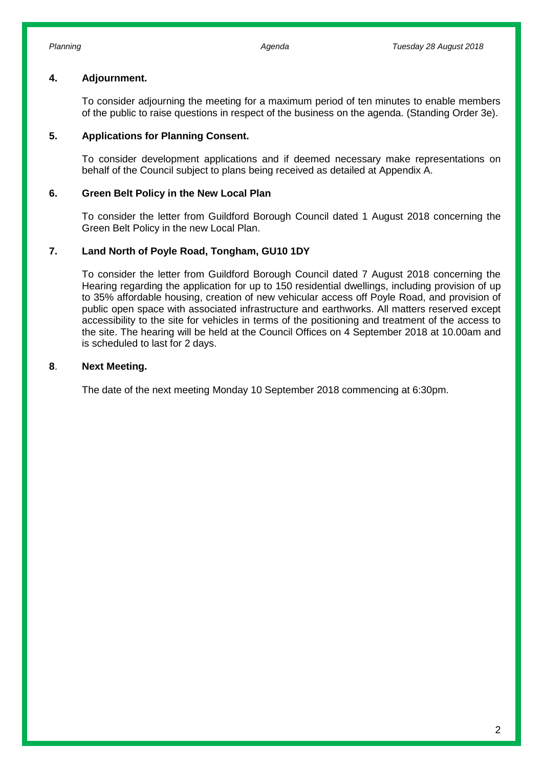## 4. Adjournment.

To consider adjourning the meeting for a maximum period of ten minutes to enable members of the public to raise questions in respect of the business on the agenda. (Standing Order 3e).

## 5. Applications for Planning Consent.

To consider development applications and if deemed necessary make representations on behalf of the Council subject to plans being received as detailed at Appendix A.

## 6. Green Belt Policy in the New Local Plan

To consider the letter from Guildford Borough Council dated 1 August 2018 concerning the Green Belt Policy in the new Local Plan.

## 7. Land North of Poyle Road, Tongham, GU10 1DY

To consider the letter from Guildford Borough Council dated 7 August 2018 concerning the Hearing regarding the application for up to 150 residential dwellings, including provision of up to 35% affordable housing, creation of new vehicular access off Poyle Road, and provision of public open space with associated infrastructure and earthworks. All matters reserved except accessibility to the site for vehicles in terms of the positioning and treatment of the access to the site. The hearing will be held at the Council Offices on 4 September 2018 at 10.00am and is scheduled to last for 2 days.

## 8. Next Meeting.

The date of the next meeting Monday 10 September 2018 commencing at 6:30pm.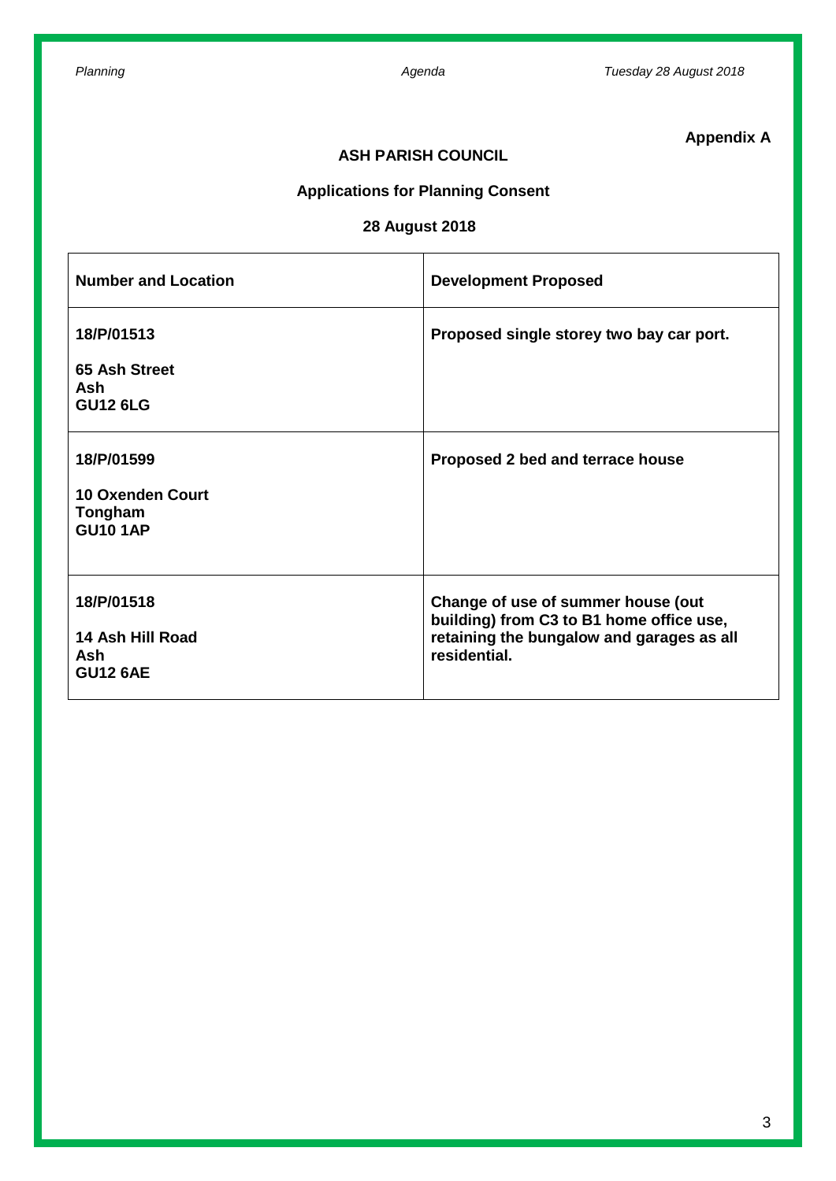**Appendix A**

## ASH PARISH COUNCIL

### Applications for Planning Consent

### 28 August 2018

| Number and Location | Development Proposed |
|---|---|
| **18/P/01513**<br><br>**65 Ash Street**<br>**Ash**<br>**GU12 6LG** | **Proposed single storey two bay car port.** |
| **18/P/01599**<br><br>**10 Oxenden Court**<br>**Tongham**<br>**GU10 1AP** | **Proposed 2 bed and terrace house** |
| **18/P/01518**<br><br>**14 Ash Hill Road**<br>**Ash**<br>**GU12 6AE** | **Change of use of summer house (out building) from C3 to B1 home office use, retaining the bungalow and garages as all residential.** |